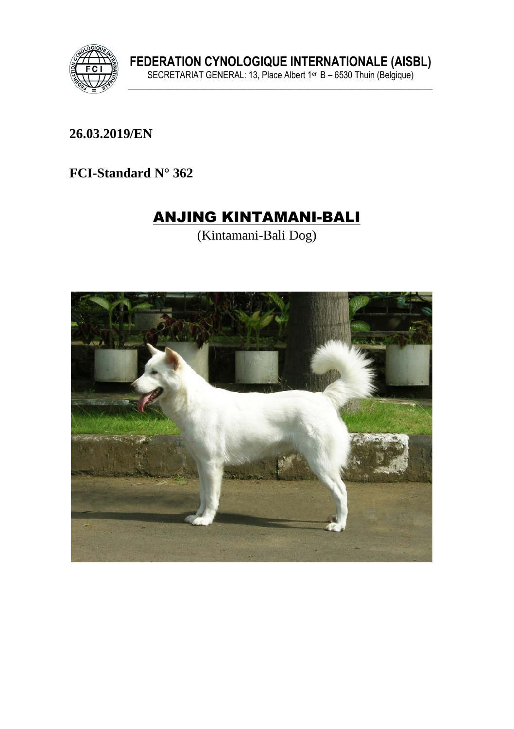**FEDERATION CYNOLOGIQUE INTERNATIONALE (AISBL)**
SECRETARIAT GENERAL: 13, Place Albert 1er B – 6530 Thuin (Belgique)

**26.03.2019/EN**

**FCI-Standard N° 362**

# ANJING KINTAMANI-BALI

(Kintamani-Bali Dog)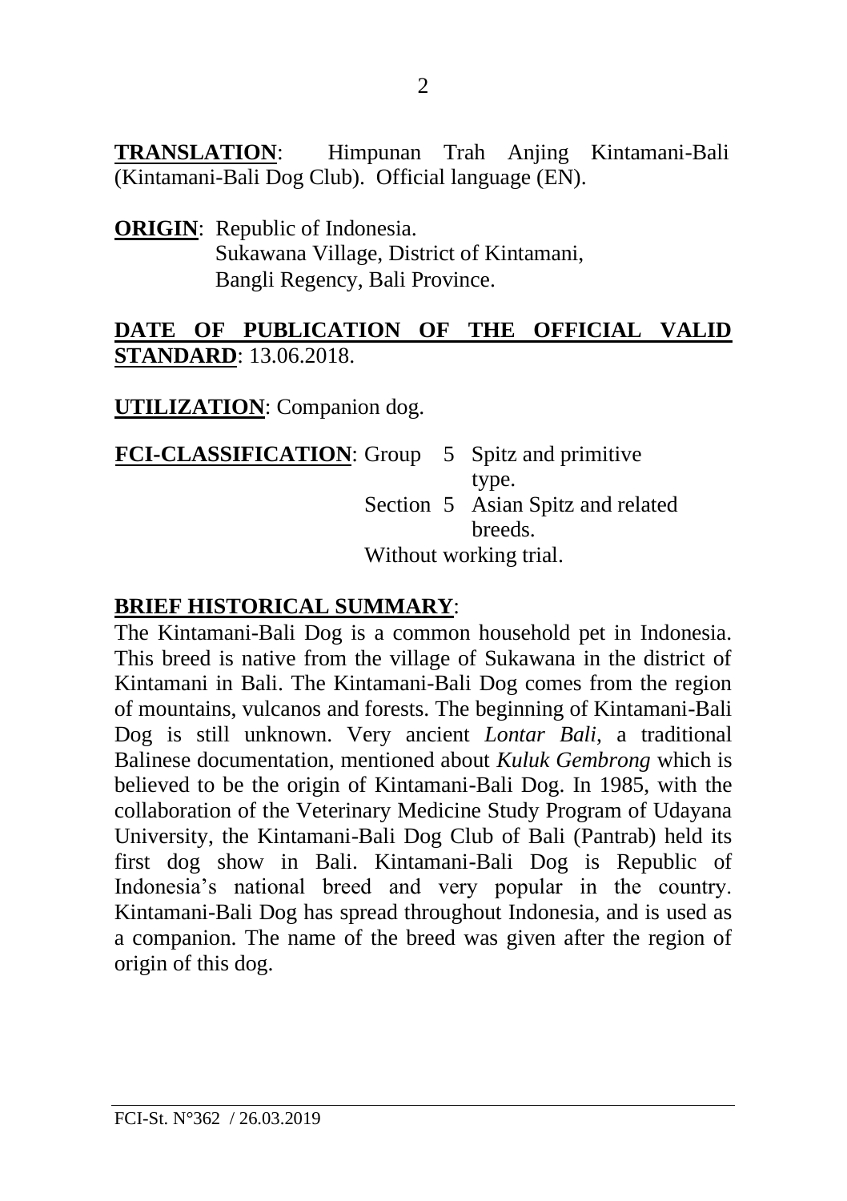**TRANSLATION**: Himpunan Trah Anjing Kintamani-Bali (Kintamani-Bali Dog Club). Official language (EN).

**ORIGIN**: Republic of Indonesia.
Sukawana Village, District of Kintamani,
Bangli Regency, Bali Province.

**DATE OF PUBLICATION OF THE OFFICIAL VALID STANDARD**: 13.06.2018.

**UTILIZATION**: Companion dog.

**FCI-CLASSIFICATION**: Group 5 Spitz and primitive type.
Section 5 Asian Spitz and related breeds.
Without working trial.

**BRIEF HISTORICAL SUMMARY**:
The Kintamani-Bali Dog is a common household pet in Indonesia. This breed is native from the village of Sukawana in the district of Kintamani in Bali. The Kintamani-Bali Dog comes from the region of mountains, vulcanos and forests. The beginning of Kintamani-Bali Dog is still unknown. Very ancient *Lontar Bali*, a traditional Balinese documentation, mentioned about *Kuluk Gembrong* which is believed to be the origin of Kintamani-Bali Dog. In 1985, with the collaboration of the Veterinary Medicine Study Program of Udayana University, the Kintamani-Bali Dog Club of Bali (Pantrab) held its first dog show in Bali. Kintamani-Bali Dog is Republic of Indonesia's national breed and very popular in the country. Kintamani-Bali Dog has spread throughout Indonesia, and is used as a companion. The name of the breed was given after the region of origin of this dog.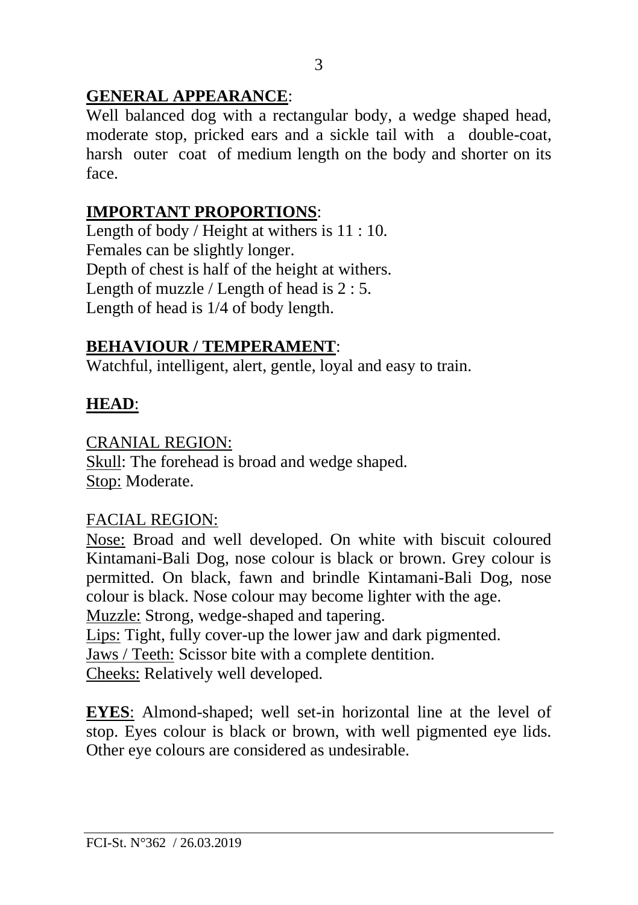**<u>GENERAL APPEARANCE</u>**:
Well balanced dog with a rectangular body, a wedge shaped head, moderate stop, pricked ears and a sickle tail with a double-coat, harsh outer coat of medium length on the body and shorter on its face.

**<u>IMPORTANT PROPORTIONS</u>**:
Length of body / Height at withers is 11 : 10.
Females can be slightly longer.
Depth of chest is half of the height at withers.
Length of muzzle / Length of head is 2 : 5.
Length of head is 1/4 of body length.

**<u>BEHAVIOUR / TEMPERAMENT</u>**:
Watchful, intelligent, alert, gentle, loyal and easy to train.

**<u>HEAD</u>**:

<u>CRANIAL REGION:</u>
<u>Skull</u>: The forehead is broad and wedge shaped.
<u>Stop:</u> Moderate.

<u>FACIAL REGION:</u>
<u>Nose:</u> Broad and well developed. On white with biscuit coloured Kintamani-Bali Dog, nose colour is black or brown. Grey colour is permitted. On black, fawn and brindle Kintamani-Bali Dog, nose colour is black. Nose colour may become lighter with the age.
<u>Muzzle:</u> Strong, wedge-shaped and tapering.
<u>Lips:</u> Tight, fully cover-up the lower jaw and dark pigmented.
<u>Jaws / Teeth:</u> Scissor bite with a complete dentition.
<u>Cheeks:</u> Relatively well developed.

**<u>EYES</u>**: Almond-shaped; well set-in horizontal line at the level of stop. Eyes colour is black or brown, with well pigmented eye lids. Other eye colours are considered as undesirable.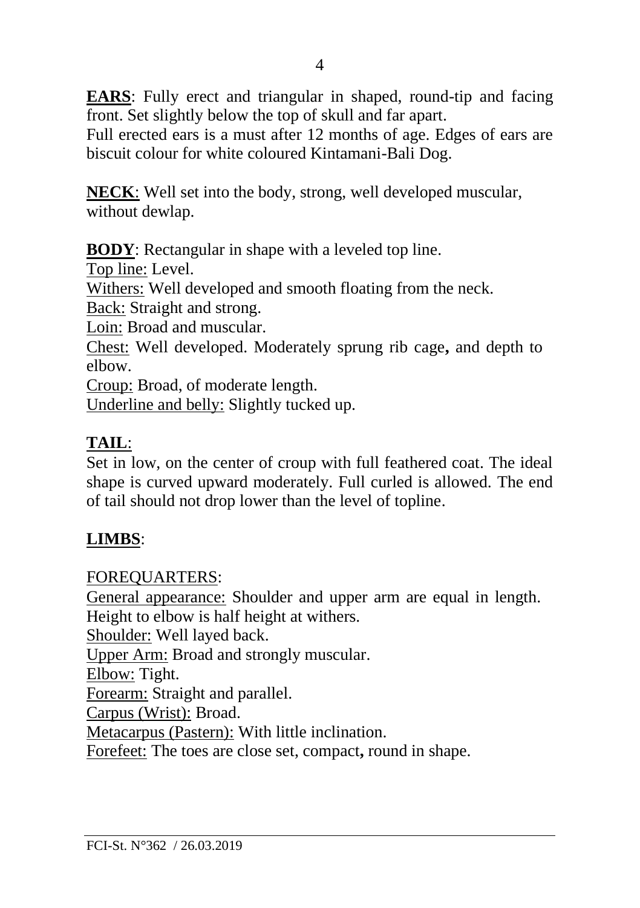**EARS**: Fully erect and triangular in shaped, round-tip and facing front. Set slightly below the top of skull and far apart.
Full erected ears is a must after 12 months of age. Edges of ears are biscuit colour for white coloured Kintamani-Bali Dog.

**NECK**: Well set into the body, strong, well developed muscular, without dewlap.

**BODY**: Rectangular in shape with a leveled top line.
Top line: Level.
Withers: Well developed and smooth floating from the neck.
Back: Straight and strong.
Loin: Broad and muscular.
Chest: Well developed. Moderately sprung rib cage**,** and depth to elbow.
Croup: Broad, of moderate length.
Underline and belly: Slightly tucked up.

**TAIL**:
Set in low, on the center of croup with full feathered coat. The ideal shape is curved upward moderately. Full curled is allowed. The end of tail should not drop lower than the level of topline.

**LIMBS**:

FOREQUARTERS:
General appearance: Shoulder and upper arm are equal in length. Height to elbow is half height at withers.
Shoulder: Well layed back.
Upper Arm: Broad and strongly muscular.
Elbow: Tight.
Forearm: Straight and parallel.
Carpus (Wrist): Broad.
Metacarpus (Pastern): With little inclination.
Forefeet: The toes are close set, compact**,** round in shape.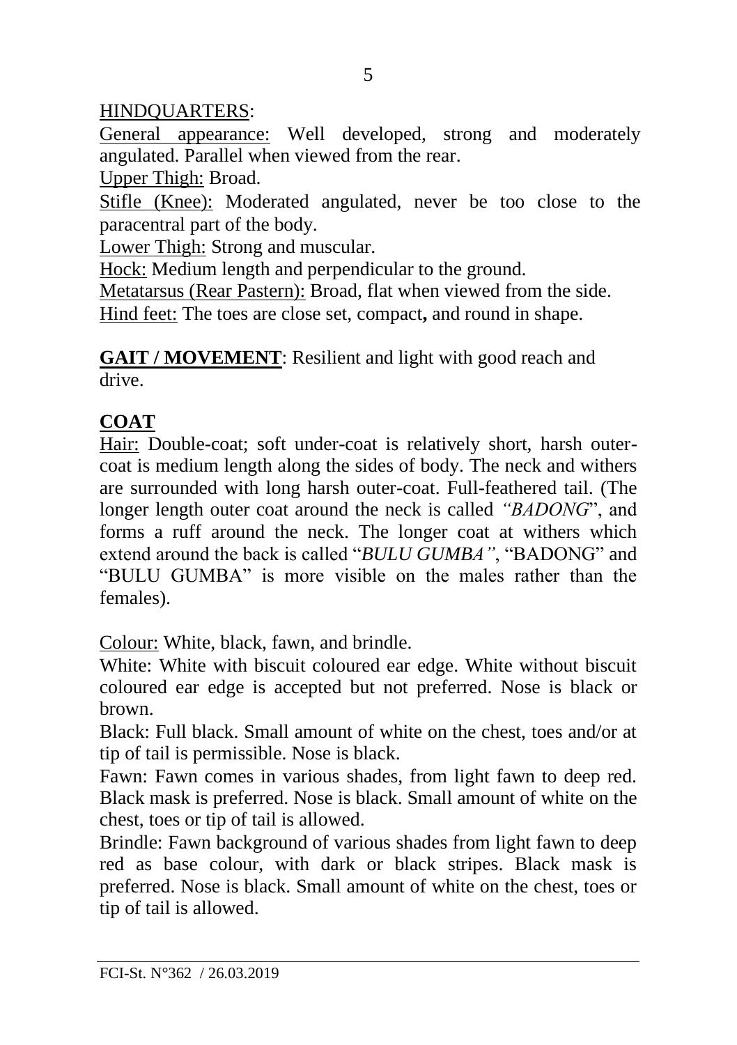HINDQUARTERS:

General appearance: Well developed, strong and moderately angulated. Parallel when viewed from the rear.

Upper Thigh: Broad.

Stifle (Knee): Moderated angulated, never be too close to the paracentral part of the body.

Lower Thigh: Strong and muscular.

Hock: Medium length and perpendicular to the ground.

Metatarsus (Rear Pastern): Broad, flat when viewed from the side.

Hind feet: The toes are close set, compact**,** and round in shape.

**GAIT / MOVEMENT**: Resilient and light with good reach and drive.

**COAT**

Hair: Double-coat; soft under-coat is relatively short, harsh outer-coat is medium length along the sides of body. The neck and withers are surrounded with long harsh outer-coat. Full-feathered tail. (The longer length outer coat around the neck is called *"BADONG*", and forms a ruff around the neck. The longer coat at withers which extend around the back is called "*BULU GUMBA"*, "BADONG" and "BULU GUMBA" is more visible on the males rather than the females).

Colour: White, black, fawn, and brindle.

White: White with biscuit coloured ear edge. White without biscuit coloured ear edge is accepted but not preferred. Nose is black or brown.

Black: Full black. Small amount of white on the chest, toes and/or at tip of tail is permissible. Nose is black.

Fawn: Fawn comes in various shades, from light fawn to deep red. Black mask is preferred. Nose is black. Small amount of white on the chest, toes or tip of tail is allowed.

Brindle: Fawn background of various shades from light fawn to deep red as base colour, with dark or black stripes. Black mask is preferred. Nose is black. Small amount of white on the chest, toes or tip of tail is allowed.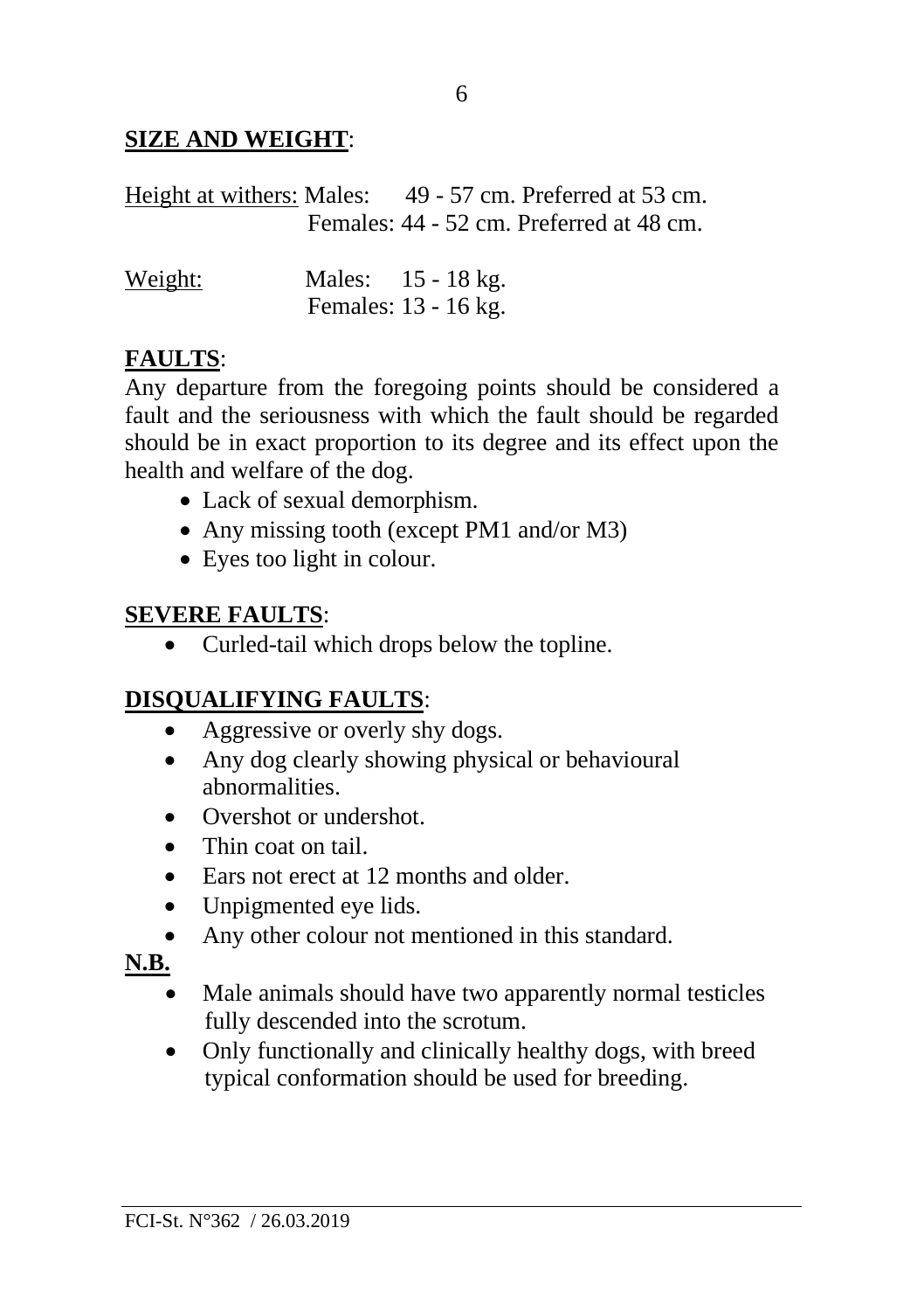**SIZE AND WEIGHT**:

Height at withers: Males: 49 - 57 cm. Preferred at 53 cm.
Females: 44 - 52 cm. Preferred at 48 cm.

Weight: Males: 15 - 18 kg.
Females: 13 - 16 kg.

**FAULTS**:
Any departure from the foregoing points should be considered a fault and the seriousness with which the fault should be regarded should be in exact proportion to its degree and its effect upon the health and welfare of the dog.

- Lack of sexual demorphism.
- Any missing tooth (except PM1 and/or M3)
- Eyes too light in colour.

**SEVERE FAULTS**:

- Curled-tail which drops below the topline.

**DISQUALIFYING FAULTS**:

- Aggressive or overly shy dogs.
- Any dog clearly showing physical or behavioural abnormalities.
- Overshot or undershot.
- Thin coat on tail.
- Ears not erect at 12 months and older.
- Unpigmented eye lids.
- Any other colour not mentioned in this standard.

**N.B.**

- Male animals should have two apparently normal testicles fully descended into the scrotum.
- Only functionally and clinically healthy dogs, with breed typical conformation should be used for breeding.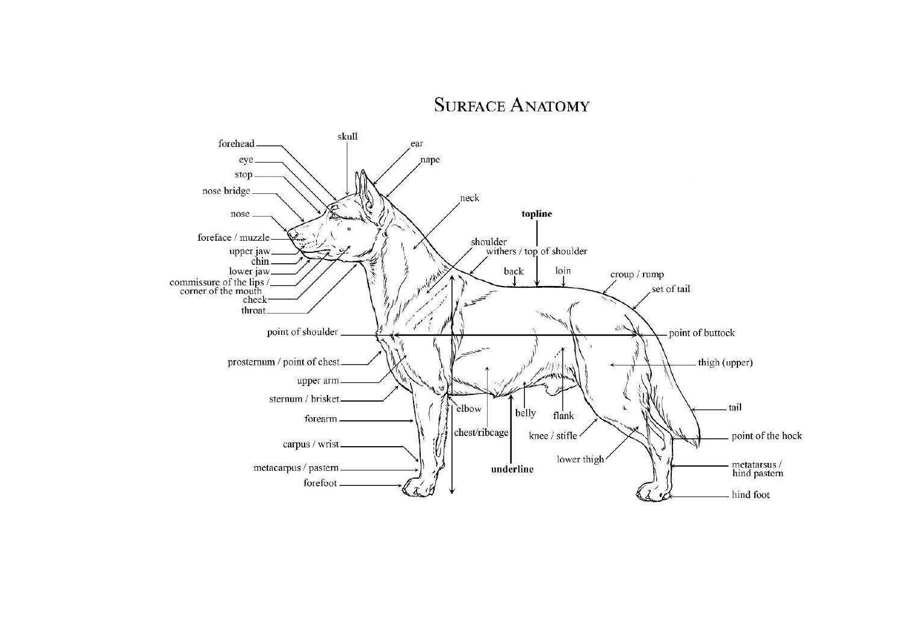# Surface Anatomy

skull
ear
nape
forehead
eye
stop
nose bridge
nose
foreface / muzzle
upper jaw
chin
lower jaw
commissure of the lips / corner of the mouth
cheek
throat
neck
topline
shoulder
withers / top of shoulder
back
loin
croup / rump
set of tail
point of shoulder
point of buttock
prosternum / point of chest
thigh (upper)
upper arm
sternum / brisket
elbow
belly
flank
tail
forearm
chest/ribcage
knee / stifle
point of the hock
carpus / wrist
lower thigh
metacarpus / pastern
underline
metatarsus / hind pastern
forefoot
hind foot